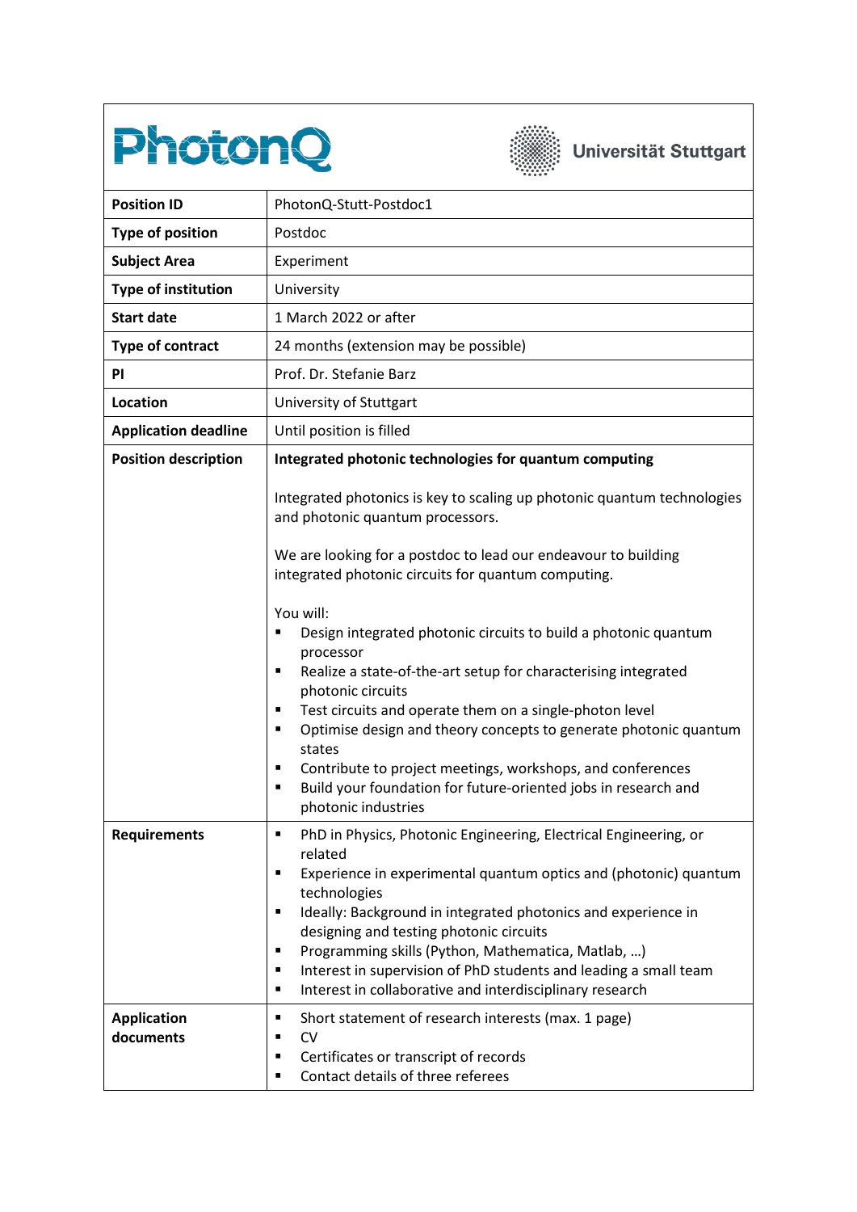PhotonQ — Universität Stuttgart

| | |
|---|---|
| **Position ID** | PhotonQ-Stutt-Postdoc1 |
| **Type of position** | Postdoc |
| **Subject Area** | Experiment |
| **Type of institution** | University |
| **Start date** | 1 March 2022 or after |
| **Type of contract** | 24 months (extension may be possible) |
| **PI** | Prof. Dr. Stefanie Barz |
| **Location** | University of Stuttgart |
| **Application deadline** | Until position is filled |
| **Position description** | **Integrated photonic technologies for quantum computing**<br><br>Integrated photonics is key to scaling up photonic quantum technologies and photonic quantum processors.<br><br>We are looking for a postdoc to lead our endeavour to building integrated photonic circuits for quantum computing.<br><br>You will:<br>▪ Design integrated photonic circuits to build a photonic quantum processor<br>▪ Realize a state-of-the-art setup for characterising integrated photonic circuits<br>▪ Test circuits and operate them on a single-photon level<br>▪ Optimise design and theory concepts to generate photonic quantum states<br>▪ Contribute to project meetings, workshops, and conferences<br>▪ Build your foundation for future-oriented jobs in research and photonic industries |
| **Requirements** | ▪ PhD in Physics, Photonic Engineering, Electrical Engineering, or related<br>▪ Experience in experimental quantum optics and (photonic) quantum technologies<br>▪ Ideally: Background in integrated photonics and experience in designing and testing photonic circuits<br>▪ Programming skills (Python, Mathematica, Matlab, …)<br>▪ Interest in supervision of PhD students and leading a small team<br>▪ Interest in collaborative and interdisciplinary research |
| **Application documents** | ▪ Short statement of research interests (max. 1 page)<br>▪ CV<br>▪ Certificates or transcript of records<br>▪ Contact details of three referees |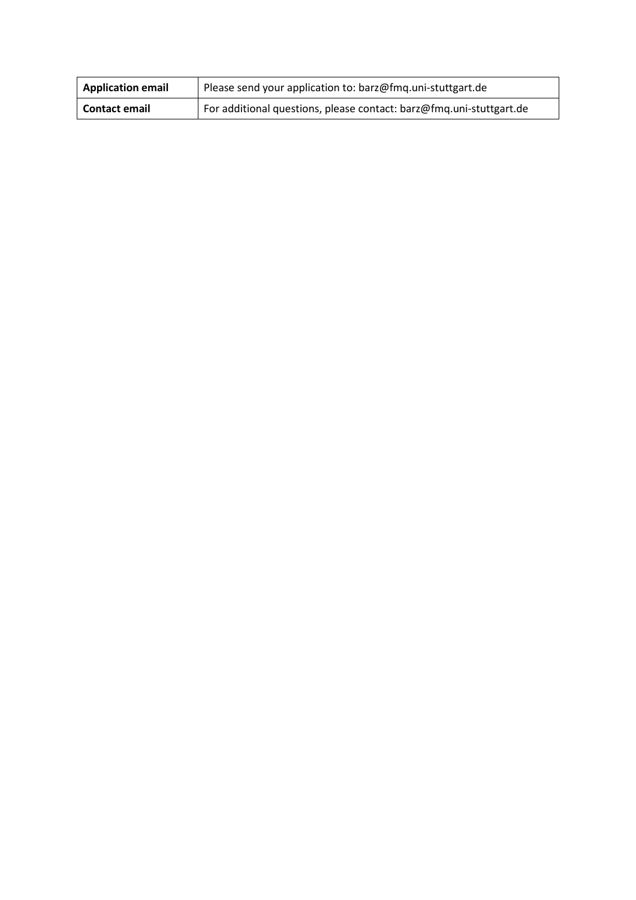| | |
|---|---|
| **Application email** | Please send your application to: barz@fmq.uni-stuttgart.de |
| **Contact email** | For additional questions, please contact: barz@fmq.uni-stuttgart.de |